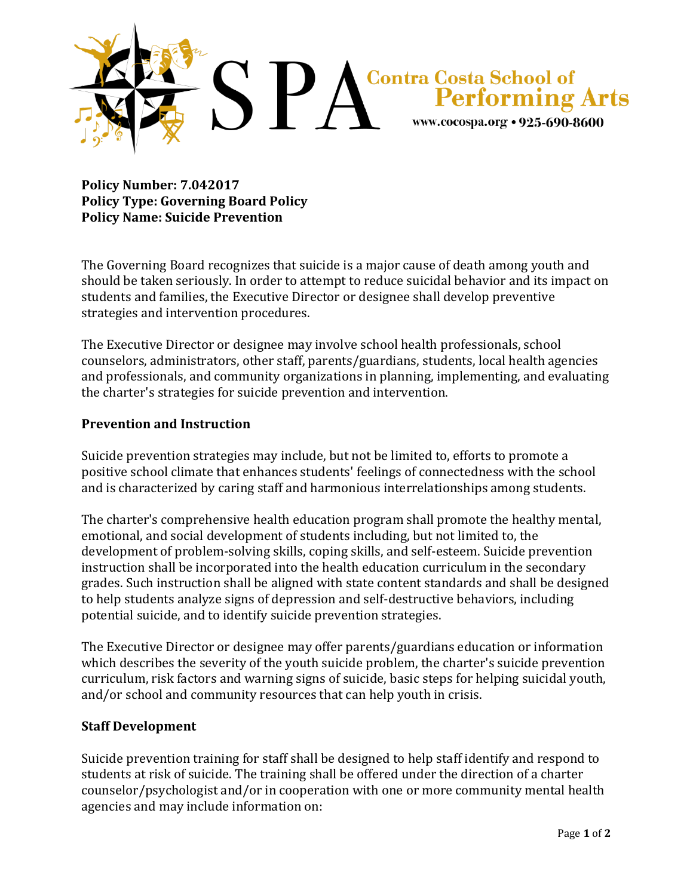Contra Costa School of Performing Arts

www.cocospa.org • 925-690-8600

**Policy Number: 7.042017**
**Policy Type: Governing Board Policy**
**Policy Name: Suicide Prevention**

The Governing Board recognizes that suicide is a major cause of death among youth and should be taken seriously. In order to attempt to reduce suicidal behavior and its impact on students and families, the Executive Director or designee shall develop preventive strategies and intervention procedures.

The Executive Director or designee may involve school health professionals, school counselors, administrators, other staff, parents/guardians, students, local health agencies and professionals, and community organizations in planning, implementing, and evaluating the charter's strategies for suicide prevention and intervention.

## Prevention and Instruction

Suicide prevention strategies may include, but not be limited to, efforts to promote a positive school climate that enhances students' feelings of connectedness with the school and is characterized by caring staff and harmonious interrelationships among students.

The charter's comprehensive health education program shall promote the healthy mental, emotional, and social development of students including, but not limited to, the development of problem-solving skills, coping skills, and self-esteem. Suicide prevention instruction shall be incorporated into the health education curriculum in the secondary grades. Such instruction shall be aligned with state content standards and shall be designed to help students analyze signs of depression and self-destructive behaviors, including potential suicide, and to identify suicide prevention strategies.

The Executive Director or designee may offer parents/guardians education or information which describes the severity of the youth suicide problem, the charter's suicide prevention curriculum, risk factors and warning signs of suicide, basic steps for helping suicidal youth, and/or school and community resources that can help youth in crisis.

## Staff Development

Suicide prevention training for staff shall be designed to help staff identify and respond to students at risk of suicide. The training shall be offered under the direction of a charter counselor/psychologist and/or in cooperation with one or more community mental health agencies and may include information on: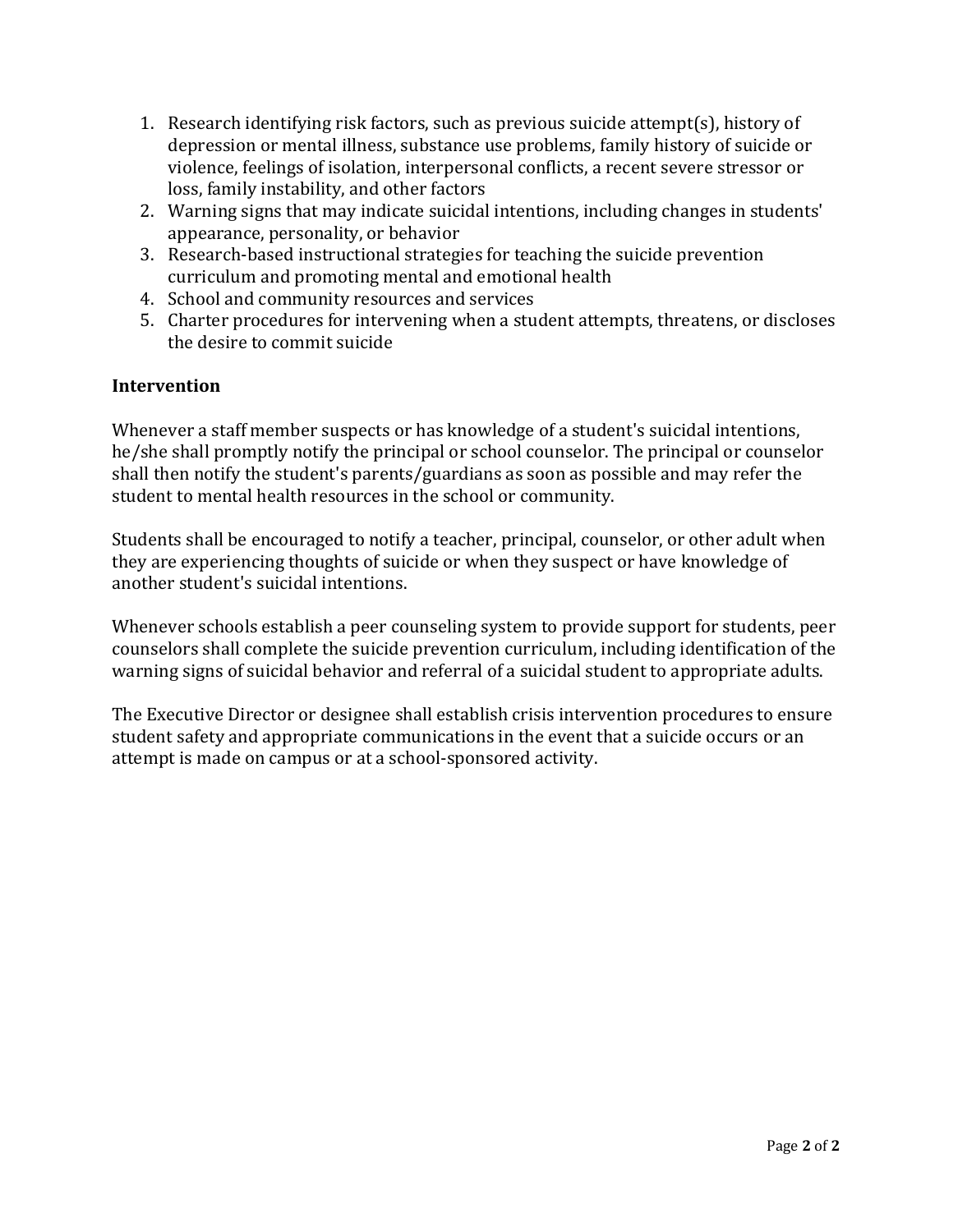1. Research identifying risk factors, such as previous suicide attempt(s), history of depression or mental illness, substance use problems, family history of suicide or violence, feelings of isolation, interpersonal conflicts, a recent severe stressor or loss, family instability, and other factors
2. Warning signs that may indicate suicidal intentions, including changes in students' appearance, personality, or behavior
3. Research-based instructional strategies for teaching the suicide prevention curriculum and promoting mental and emotional health
4. School and community resources and services
5. Charter procedures for intervening when a student attempts, threatens, or discloses the desire to commit suicide

**Intervention**

Whenever a staff member suspects or has knowledge of a student's suicidal intentions, he/she shall promptly notify the principal or school counselor. The principal or counselor shall then notify the student's parents/guardians as soon as possible and may refer the student to mental health resources in the school or community.

Students shall be encouraged to notify a teacher, principal, counselor, or other adult when they are experiencing thoughts of suicide or when they suspect or have knowledge of another student's suicidal intentions.

Whenever schools establish a peer counseling system to provide support for students, peer counselors shall complete the suicide prevention curriculum, including identification of the warning signs of suicidal behavior and referral of a suicidal student to appropriate adults.

The Executive Director or designee shall establish crisis intervention procedures to ensure student safety and appropriate communications in the event that a suicide occurs or an attempt is made on campus or at a school-sponsored activity.